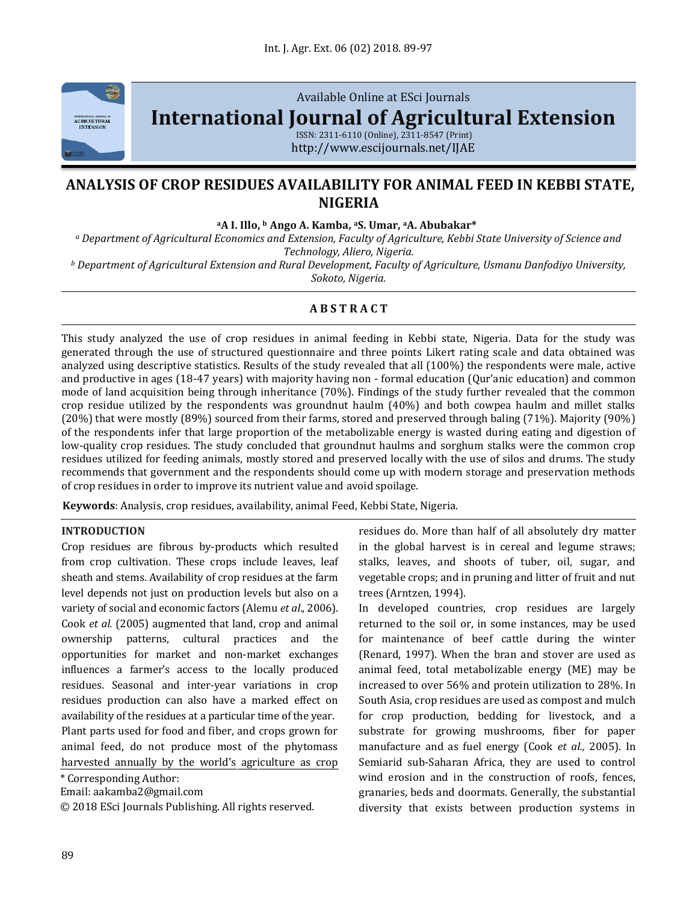Available Online at ESci Journals

**International Journal of Agricultural Extension**

ISSN: 2311-6110 (Online), 2311-8547 (Print)
http://www.escijournals.net/IJAE

# ANALYSIS OF CROP RESIDUES AVAILABILITY FOR ANIMAL FEED IN KEBBI STATE, NIGERIA

[a]A I. Illo, [b] Ango A. Kamba, [a]S. Umar, [a]A. Abubakar*

[a] *Department of Agricultural Economics and Extension, Faculty of Agriculture, Kebbi State University of Science and Technology, Aliero, Nigeria.*

[b] *Department of Agricultural Extension and Rural Development, Faculty of Agriculture, Usmanu Danfodiyo University, Sokoto, Nigeria.*

## ABSTRACT

This study analyzed the use of crop residues in animal feeding in Kebbi state, Nigeria. Data for the study was generated through the use of structured questionnaire and three points Likert rating scale and data obtained was analyzed using descriptive statistics. Results of the study revealed that all (100%) the respondents were male, active and productive in ages (18-47 years) with majority having non - formal education (Qur'anic education) and common mode of land acquisition being through inheritance (70%). Findings of the study further revealed that the common crop residue utilized by the respondents was groundnut haulm (40%) and both cowpea haulm and millet stalks (20%) that were mostly (89%) sourced from their farms, stored and preserved through baling (71%). Majority (90%) of the respondents infer that large proportion of the metabolizable energy is wasted during eating and digestion of low-quality crop residues. The study concluded that groundnut haulms and sorghum stalks were the common crop residues utilized for feeding animals, mostly stored and preserved locally with the use of silos and drums. The study recommends that government and the respondents should come up with modern storage and preservation methods of crop residues in order to improve its nutrient value and avoid spoilage.

**Keywords**: Analysis, crop residues, availability, animal Feed, Kebbi State, Nigeria.

## INTRODUCTION

Crop residues are fibrous by-products which resulted from crop cultivation. These crops include leaves, leaf sheath and stems. Availability of crop residues at the farm level depends not just on production levels but also on a variety of social and economic factors (Alemu *et al*., 2006). Cook *et al.* (2005) augmented that land, crop and animal ownership patterns, cultural practices and the opportunities for market and non-market exchanges influences a farmer's access to the locally produced residues. Seasonal and inter-year variations in crop residues production can also have a marked effect on availability of the residues at a particular time of the year.

Plant parts used for food and fiber, and crops grown for animal feed, do not produce most of the phytomass harvested annually by the world's agriculture as crop residues do. More than half of all absolutely dry matter in the global harvest is in cereal and legume straws; stalks, leaves, and shoots of tuber, oil, sugar, and vegetable crops; and in pruning and litter of fruit and nut trees (Arntzen, 1994).

In developed countries, crop residues are largely returned to the soil or, in some instances, may be used for maintenance of beef cattle during the winter (Renard, 1997). When the bran and stover are used as animal feed, total metabolizable energy (ME) may be increased to over 56% and protein utilization to 28%. In South Asia, crop residues are used as compost and mulch for crop production, bedding for livestock, and a substrate for growing mushrooms, fiber for paper manufacture and as fuel energy (Cook *et al.,* 2005). In Semiarid sub-Saharan Africa, they are used to control wind erosion and in the construction of roofs, fences, granaries, beds and doormats. Generally, the substantial diversity that exists between production systems in

\* Corresponding Author:

Email: aakamba2@gmail.com

© 2018 ESci Journals Publishing. All rights reserved.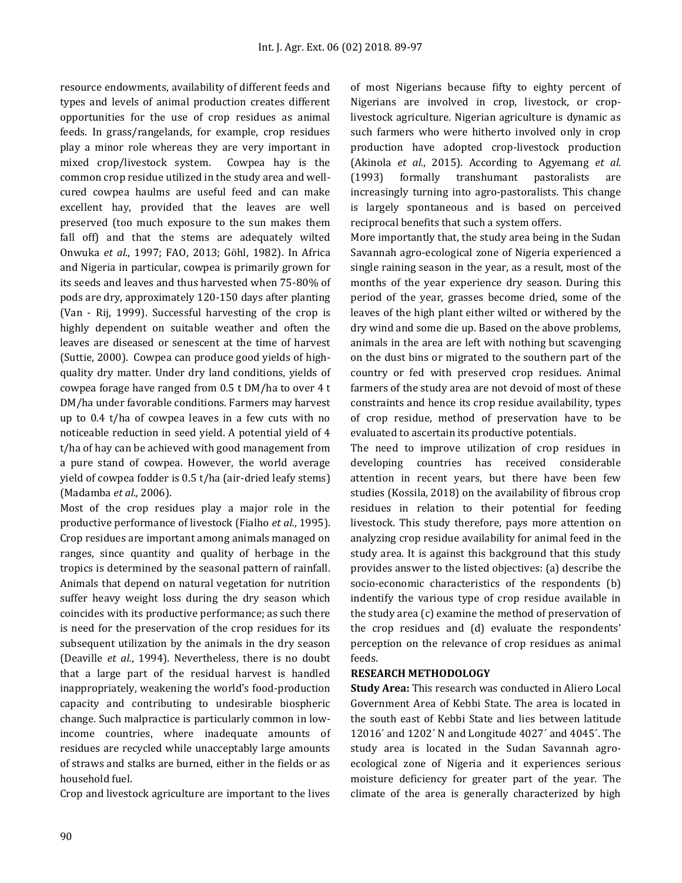resource endowments, availability of different feeds and types and levels of animal production creates different opportunities for the use of crop residues as animal feeds. In grass/rangelands, for example, crop residues play a minor role whereas they are very important in mixed crop/livestock system. Cowpea hay is the common crop residue utilized in the study area and well-cured cowpea haulms are useful feed and can make excellent hay, provided that the leaves are well preserved (too much exposure to the sun makes them fall off) and that the stems are adequately wilted Onwuka *et al*., 1997; FAO, 2013; Göhl, 1982). In Africa and Nigeria in particular, cowpea is primarily grown for its seeds and leaves and thus harvested when 75-80% of pods are dry, approximately 120-150 days after planting (Van - Rij, 1999). Successful harvesting of the crop is highly dependent on suitable weather and often the leaves are diseased or senescent at the time of harvest (Suttie, 2000). Cowpea can produce good yields of high-quality dry matter. Under dry land conditions, yields of cowpea forage have ranged from 0.5 t DM/ha to over 4 t DM/ha under favorable conditions. Farmers may harvest up to 0.4 t/ha of cowpea leaves in a few cuts with no noticeable reduction in seed yield. A potential yield of 4 t/ha of hay can be achieved with good management from a pure stand of cowpea. However, the world average yield of cowpea fodder is 0.5 t/ha (air-dried leafy stems) (Madamba *et al.,* 2006).

Most of the crop residues play a major role in the productive performance of livestock (Fialho *et al*., 1995). Crop residues are important among animals managed on ranges, since quantity and quality of herbage in the tropics is determined by the seasonal pattern of rainfall. Animals that depend on natural vegetation for nutrition suffer heavy weight loss during the dry season which coincides with its productive performance; as such there is need for the preservation of the crop residues for its subsequent utilization by the animals in the dry season (Deaville *et al.*, 1994). Nevertheless, there is no doubt that a large part of the residual harvest is handled inappropriately, weakening the world's food-production capacity and contributing to undesirable biospheric change. Such malpractice is particularly common in low-income countries, where inadequate amounts of residues are recycled while unacceptably large amounts of straws and stalks are burned, either in the fields or as household fuel.

Crop and livestock agriculture are important to the lives of most Nigerians because fifty to eighty percent of Nigerians are involved in crop, livestock, or crop-livestock agriculture. Nigerian agriculture is dynamic as such farmers who were hitherto involved only in crop production have adopted crop-livestock production (Akinola *et al*., 2015). According to Agyemang *et al.* (1993) formally transhumant pastoralists are increasingly turning into agro-pastoralists. This change is largely spontaneous and is based on perceived reciprocal benefits that such a system offers.

More importantly that, the study area being in the Sudan Savannah agro-ecological zone of Nigeria experienced a single raining season in the year, as a result, most of the months of the year experience dry season. During this period of the year, grasses become dried, some of the leaves of the high plant either wilted or withered by the dry wind and some die up. Based on the above problems, animals in the area are left with nothing but scavenging on the dust bins or migrated to the southern part of the country or fed with preserved crop residues. Animal farmers of the study area are not devoid of most of these constraints and hence its crop residue availability, types of crop residue, method of preservation have to be evaluated to ascertain its productive potentials.

The need to improve utilization of crop residues in developing countries has received considerable attention in recent years, but there have been few studies (Kossila, 2018) on the availability of fibrous crop residues in relation to their potential for feeding livestock. This study therefore, pays more attention on analyzing crop residue availability for animal feed in the study area. It is against this background that this study provides answer to the listed objectives: (a) describe the socio-economic characteristics of the respondents (b) indentify the various type of crop residue available in the study area (c) examine the method of preservation of the crop residues and (d) evaluate the respondents' perception on the relevance of crop residues as animal feeds.

## RESEARCH METHODOLOGY

**Study Area:** This research was conducted in Aliero Local Government Area of Kebbi State. The area is located in the south east of Kebbi State and lies between latitude 12016´ and 1202´ N and Longitude 4027´ and 4045´. The study area is located in the Sudan Savannah agro-ecological zone of Nigeria and it experiences serious moisture deficiency for greater part of the year. The climate of the area is generally characterized by high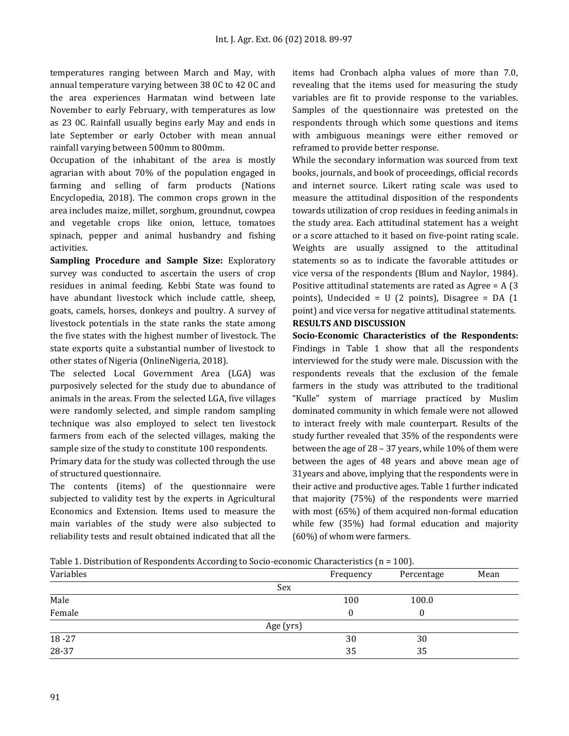temperatures ranging between March and May, with annual temperature varying between 38 0C to 42 0C and the area experiences Harmatan wind between late November to early February, with temperatures as low as 23 0C. Rainfall usually begins early May and ends in late September or early October with mean annual rainfall varying between 500mm to 800mm.

Occupation of the inhabitant of the area is mostly agrarian with about 70% of the population engaged in farming and selling of farm products (Nations Encyclopedia, 2018). The common crops grown in the area includes maize, millet, sorghum, groundnut, cowpea and vegetable crops like onion, lettuce, tomatoes spinach, pepper and animal husbandry and fishing activities.

**Sampling Procedure and Sample Size:** Exploratory survey was conducted to ascertain the users of crop residues in animal feeding. Kebbi State was found to have abundant livestock which include cattle, sheep, goats, camels, horses, donkeys and poultry. A survey of livestock potentials in the state ranks the state among the five states with the highest number of livestock. The state exports quite a substantial number of livestock to other states of Nigeria (OnlineNigeria, 2018).

The selected Local Government Area (LGA) was purposively selected for the study due to abundance of animals in the areas. From the selected LGA, five villages were randomly selected, and simple random sampling technique was also employed to select ten livestock farmers from each of the selected villages, making the sample size of the study to constitute 100 respondents.

Primary data for the study was collected through the use of structured questionnaire.

The contents (items) of the questionnaire were subjected to validity test by the experts in Agricultural Economics and Extension. Items used to measure the main variables of the study were also subjected to reliability tests and result obtained indicated that all the items had Cronbach alpha values of more than 7.0, revealing that the items used for measuring the study variables are fit to provide response to the variables. Samples of the questionnaire was pretested on the respondents through which some questions and items with ambiguous meanings were either removed or reframed to provide better response.

While the secondary information was sourced from text books, journals, and book of proceedings, official records and internet source. Likert rating scale was used to measure the attitudinal disposition of the respondents towards utilization of crop residues in feeding animals in the study area. Each attitudinal statement has a weight or a score attached to it based on five-point rating scale. Weights are usually assigned to the attitudinal statements so as to indicate the favorable attitudes or vice versa of the respondents (Blum and Naylor, 1984). Positive attitudinal statements are rated as Agree = A (3 points), Undecided = U (2 points), Disagree = DA (1 point) and vice versa for negative attitudinal statements.

## RESULTS AND DISCUSSION

**Socio-Economic Characteristics of the Respondents:** Findings in Table 1 show that all the respondents interviewed for the study were male. Discussion with the respondents reveals that the exclusion of the female farmers in the study was attributed to the traditional "Kulle" system of marriage practiced by Muslim dominated community in which female were not allowed to interact freely with male counterpart. Results of the study further revealed that 35% of the respondents were between the age of 28 – 37 years, while 10% of them were between the ages of 48 years and above mean age of 31years and above, implying that the respondents were in their active and productive ages. Table 1 further indicated that majority (75%) of the respondents were married with most (65%) of them acquired non-formal education while few (35%) had formal education and majority (60%) of whom were farmers.

Table 1. Distribution of Respondents According to Socio-economic Characteristics (n = 100).

| Variables | Frequency | Percentage | Mean |
|---|---|---|---|
| Sex | | | |
| Male | 100 | 100.0 | |
| Female | 0 | 0 | |
| Age (yrs) | | | |
| 18 -27 | 30 | 30 | |
| 28-37 | 35 | 35 | |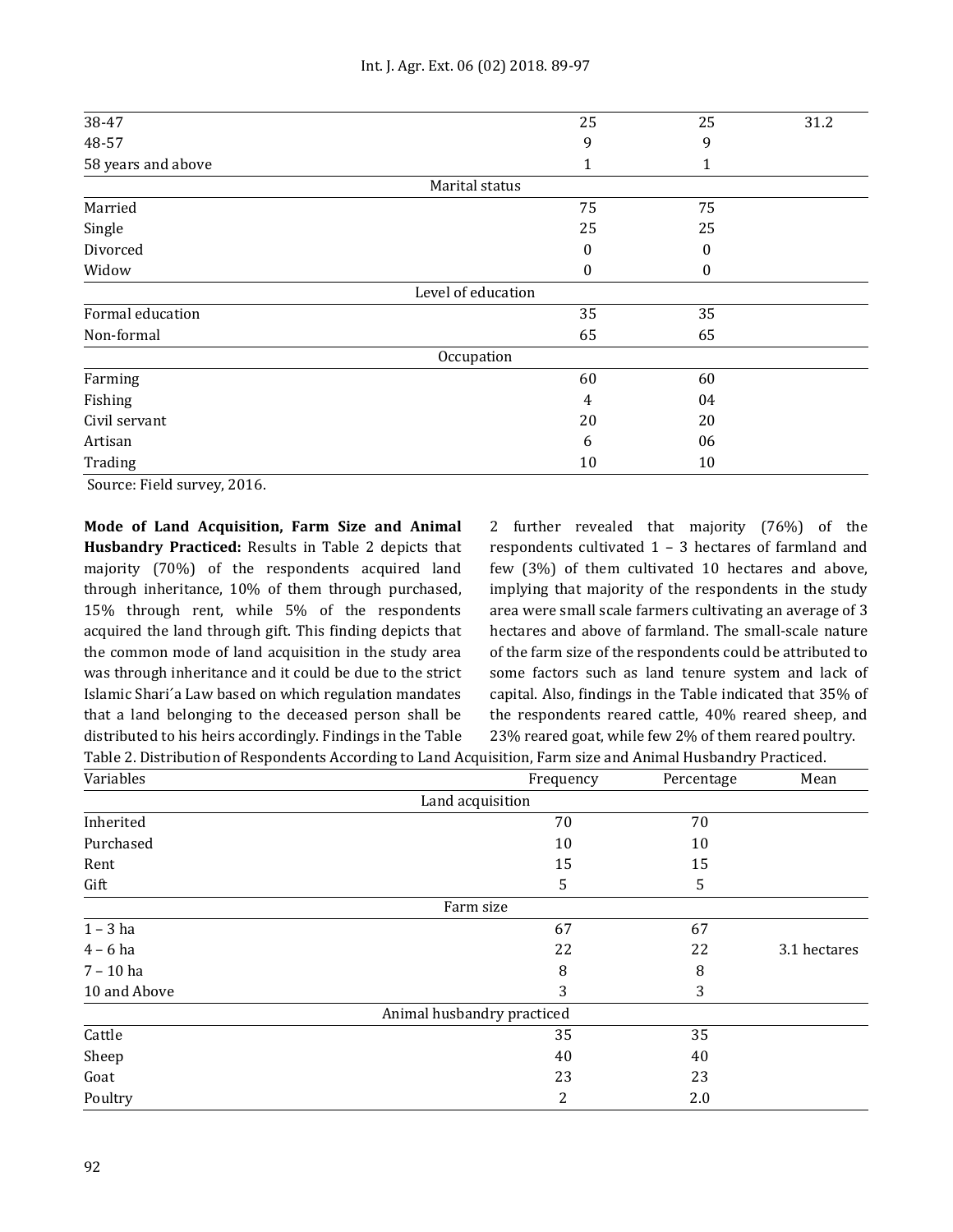| | | | |
|---|---|---|---|
| 38-47 | 25 | 25 | 31.2 |
| 48-57 | 9 | 9 | |
| 58 years and above | 1 | 1 | |
| Marital status | | | |
| Married | 75 | 75 | |
| Single | 25 | 25 | |
| Divorced | 0 | 0 | |
| Widow | 0 | 0 | |
| Level of education | | | |
| Formal education | 35 | 35 | |
| Non-formal | 65 | 65 | |
| Occupation | | | |
| Farming | 60 | 60 | |
| Fishing | 4 | 04 | |
| Civil servant | 20 | 20 | |
| Artisan | 6 | 06 | |
| Trading | 10 | 10 | |

Source: Field survey, 2016.

**Mode of Land Acquisition, Farm Size and Animal Husbandry Practiced:** Results in Table 2 depicts that majority (70%) of the respondents acquired land through inheritance, 10% of them through purchased, 15% through rent, while 5% of the respondents acquired the land through gift. This finding depicts that the common mode of land acquisition in the study area was through inheritance and it could be due to the strict Islamic Shari´a Law based on which regulation mandates that a land belonging to the deceased person shall be distributed to his heirs accordingly. Findings in the Table 2 further revealed that majority (76%) of the respondents cultivated 1 – 3 hectares of farmland and few (3%) of them cultivated 10 hectares and above, implying that majority of the respondents in the study area were small scale farmers cultivating an average of 3 hectares and above of farmland. The small-scale nature of the farm size of the respondents could be attributed to some factors such as land tenure system and lack of capital. Also, findings in the Table indicated that 35% of the respondents reared cattle, 40% reared sheep, and 23% reared goat, while few 2% of them reared poultry.

Table 2. Distribution of Respondents According to Land Acquisition, Farm size and Animal Husbandry Practiced.

| Variables | Frequency | Percentage | Mean |
|---|---|---|---|
| Land acquisition | | | |
| Inherited | 70 | 70 | |
| Purchased | 10 | 10 | |
| Rent | 15 | 15 | |
| Gift | 5 | 5 | |
| Farm size | | | |
| 1 – 3 ha | 67 | 67 | |
| 4 – 6 ha | 22 | 22 | 3.1 hectares |
| 7 – 10 ha | 8 | 8 | |
| 10 and Above | 3 | 3 | |
| Animal husbandry practiced | | | |
| Cattle | 35 | 35 | |
| Sheep | 40 | 40 | |
| Goat | 23 | 23 | |
| Poultry | 2 | 2.0 | |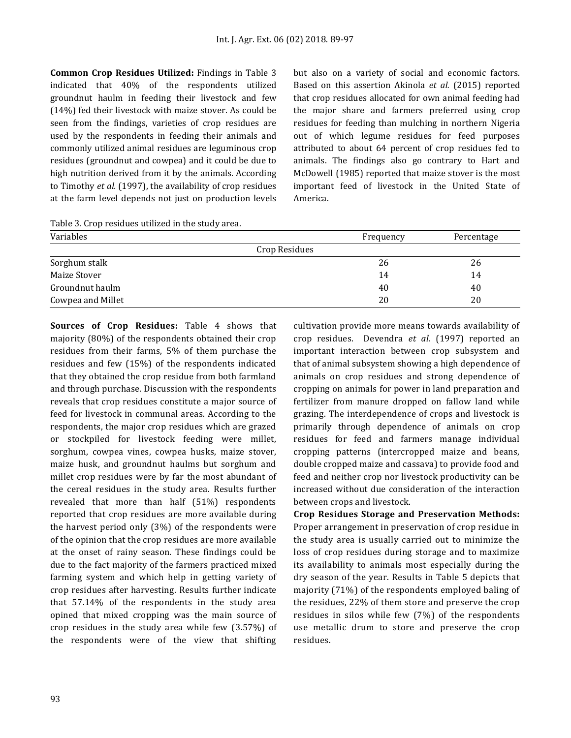**Common Crop Residues Utilized:** Findings in Table 3 indicated that 40% of the respondents utilized groundnut haulm in feeding their livestock and few (14%) fed their livestock with maize stover. As could be seen from the findings, varieties of crop residues are used by the respondents in feeding their animals and commonly utilized animal residues are leguminous crop residues (groundnut and cowpea) and it could be due to high nutrition derived from it by the animals. According to Timothy *et al.* (1997), the availability of crop residues at the farm level depends not just on production levels but also on a variety of social and economic factors. Based on this assertion Akinola *et al.* (2015) reported that crop residues allocated for own animal feeding had the major share and farmers preferred using crop residues for feeding than mulching in northern Nigeria out of which legume residues for feed purposes attributed to about 64 percent of crop residues fed to animals. The findings also go contrary to Hart and McDowell (1985) reported that maize stover is the most important feed of livestock in the United State of America.

Table 3. Crop residues utilized in the study area.

| Variables | Frequency | Percentage |
|---|---|---|
| Crop Residues | | |
| Sorghum stalk | 26 | 26 |
| Maize Stover | 14 | 14 |
| Groundnut haulm | 40 | 40 |
| Cowpea and Millet | 20 | 20 |

**Sources of Crop Residues:** Table 4 shows that majority (80%) of the respondents obtained their crop residues from their farms, 5% of them purchase the residues and few (15%) of the respondents indicated that they obtained the crop residue from both farmland and through purchase. Discussion with the respondents reveals that crop residues constitute a major source of feed for livestock in communal areas. According to the respondents, the major crop residues which are grazed or stockpiled for livestock feeding were millet, sorghum, cowpea vines, cowpea husks, maize stover, maize husk, and groundnut haulms but sorghum and millet crop residues were by far the most abundant of the cereal residues in the study area. Results further revealed that more than half (51%) respondents reported that crop residues are more available during the harvest period only (3%) of the respondents were of the opinion that the crop residues are more available at the onset of rainy season. These findings could be due to the fact majority of the farmers practiced mixed farming system and which help in getting variety of crop residues after harvesting. Results further indicate that 57.14% of the respondents in the study area opined that mixed cropping was the main source of crop residues in the study area while few (3.57%) of the respondents were of the view that shifting cultivation provide more means towards availability of crop residues. Devendra *et al.* (1997) reported an important interaction between crop subsystem and that of animal subsystem showing a high dependence of animals on crop residues and strong dependence of cropping on animals for power in land preparation and fertilizer from manure dropped on fallow land while grazing. The interdependence of crops and livestock is primarily through dependence of animals on crop residues for feed and farmers manage individual cropping patterns (intercropped maize and beans, double cropped maize and cassava) to provide food and feed and neither crop nor livestock productivity can be increased without due consideration of the interaction between crops and livestock.

**Crop Residues Storage and Preservation Methods:** Proper arrangement in preservation of crop residue in the study area is usually carried out to minimize the loss of crop residues during storage and to maximize its availability to animals most especially during the dry season of the year. Results in Table 5 depicts that majority (71%) of the respondents employed baling of the residues, 22% of them store and preserve the crop residues in silos while few (7%) of the respondents use metallic drum to store and preserve the crop residues.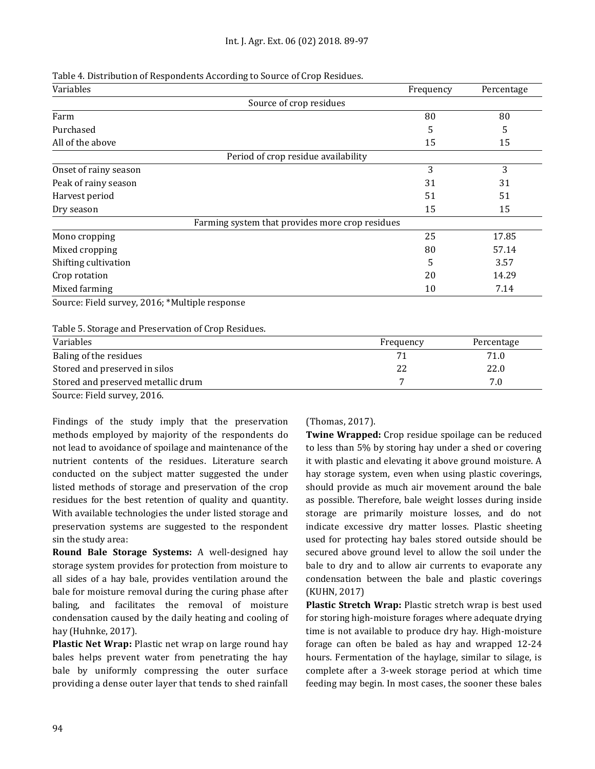Table 4. Distribution of Respondents According to Source of Crop Residues.

| Variables | Frequency | Percentage |
|---|---|---|
| Source of crop residues | | |
| Farm | 80 | 80 |
| Purchased | 5 | 5 |
| All of the above | 15 | 15 |
| Period of crop residue availability | | |
| Onset of rainy season | 3 | 3 |
| Peak of rainy season | 31 | 31 |
| Harvest period | 51 | 51 |
| Dry season | 15 | 15 |
| Farming system that provides more crop residues | | |
| Mono cropping | 25 | 17.85 |
| Mixed cropping | 80 | 57.14 |
| Shifting cultivation | 5 | 3.57 |
| Crop rotation | 20 | 14.29 |
| Mixed farming | 10 | 7.14 |

Source: Field survey, 2016; *Multiple response

Table 5. Storage and Preservation of Crop Residues.

| Variables | Frequency | Percentage |
|---|---|---|
| Baling of the residues | 71 | 71.0 |
| Stored and preserved in silos | 22 | 22.0 |
| Stored and preserved metallic drum | 7 | 7.0 |

Source: Field survey, 2016.

Findings of the study imply that the preservation methods employed by majority of the respondents do not lead to avoidance of spoilage and maintenance of the nutrient contents of the residues. Literature search conducted on the subject matter suggested the under listed methods of storage and preservation of the crop residues for the best retention of quality and quantity. With available technologies the under listed storage and preservation systems are suggested to the respondent sin the study area:

**Round Bale Storage Systems:** A well-designed hay storage system provides for protection from moisture to all sides of a hay bale, provides ventilation around the bale for moisture removal during the curing phase after baling, and facilitates the removal of moisture condensation caused by the daily heating and cooling of hay (Huhnke, 2017).

**Plastic Net Wrap:** Plastic net wrap on large round hay bales helps prevent water from penetrating the hay bale by uniformly compressing the outer surface providing a dense outer layer that tends to shed rainfall (Thomas, 2017).

**Twine Wrapped:** Crop residue spoilage can be reduced to less than 5% by storing hay under a shed or covering it with plastic and elevating it above ground moisture. A hay storage system, even when using plastic coverings, should provide as much air movement around the bale as possible. Therefore, bale weight losses during inside storage are primarily moisture losses, and do not indicate excessive dry matter losses. Plastic sheeting used for protecting hay bales stored outside should be secured above ground level to allow the soil under the bale to dry and to allow air currents to evaporate any condensation between the bale and plastic coverings (KUHN, 2017)

**Plastic Stretch Wrap:** Plastic stretch wrap is best used for storing high-moisture forages where adequate drying time is not available to produce dry hay. High-moisture forage can often be baled as hay and wrapped 12-24 hours. Fermentation of the haylage, similar to silage, is complete after a 3-week storage period at which time feeding may begin. In most cases, the sooner these bales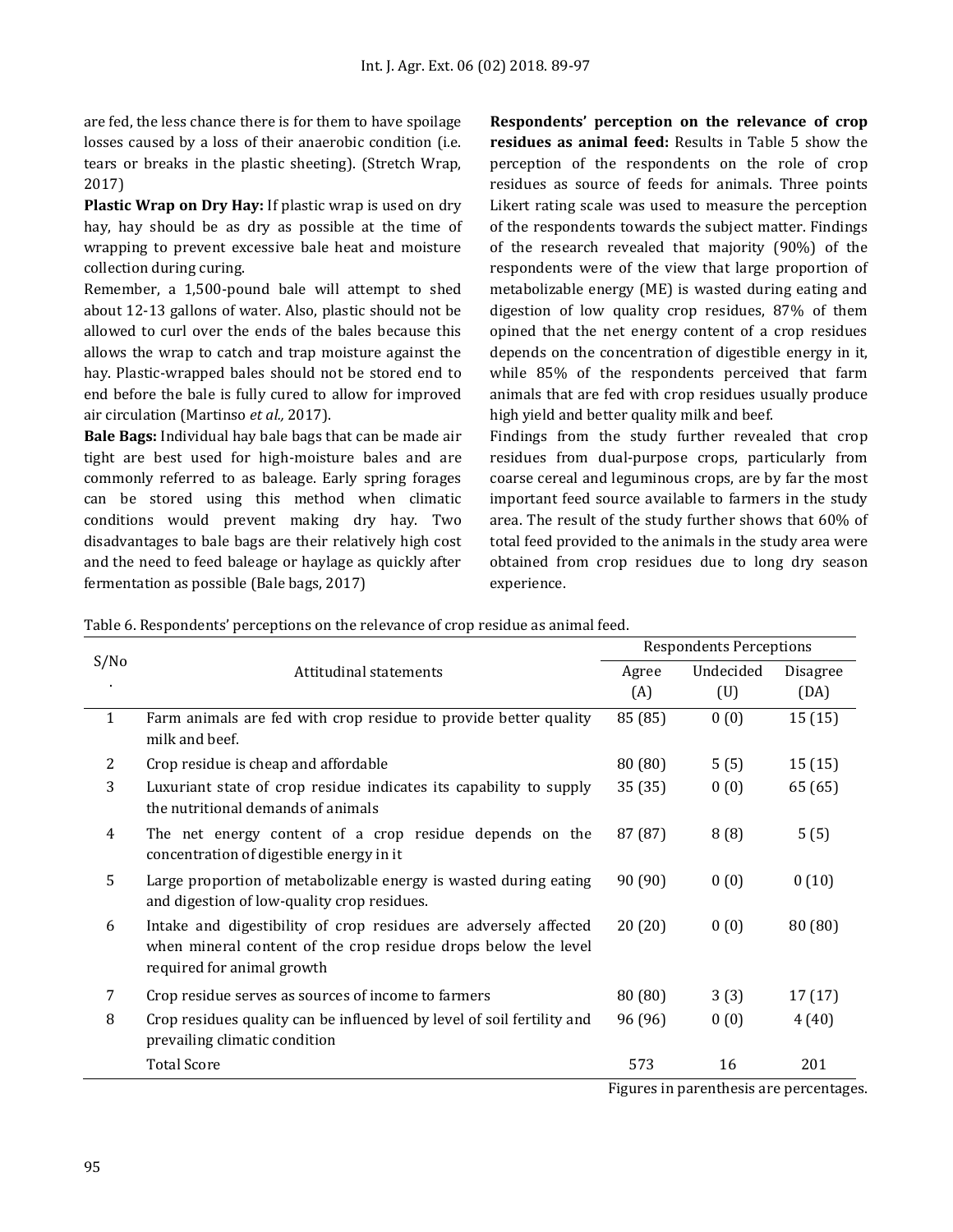are fed, the less chance there is for them to have spoilage losses caused by a loss of their anaerobic condition (i.e. tears or breaks in the plastic sheeting). (Stretch Wrap, 2017)

**Plastic Wrap on Dry Hay:** If plastic wrap is used on dry hay, hay should be as dry as possible at the time of wrapping to prevent excessive bale heat and moisture collection during curing.

Remember, a 1,500-pound bale will attempt to shed about 12-13 gallons of water. Also, plastic should not be allowed to curl over the ends of the bales because this allows the wrap to catch and trap moisture against the hay. Plastic-wrapped bales should not be stored end to end before the bale is fully cured to allow for improved air circulation (Martinso *et al.,* 2017).

**Bale Bags:** Individual hay bale bags that can be made air tight are best used for high-moisture bales and are commonly referred to as baleage. Early spring forages can be stored using this method when climatic conditions would prevent making dry hay. Two disadvantages to bale bags are their relatively high cost and the need to feed baleage or haylage as quickly after fermentation as possible (Bale bags, 2017)

**Respondents' perception on the relevance of crop residues as animal feed:** Results in Table 5 show the perception of the respondents on the role of crop residues as source of feeds for animals. Three points Likert rating scale was used to measure the perception of the respondents towards the subject matter. Findings of the research revealed that majority (90%) of the respondents were of the view that large proportion of metabolizable energy (ME) is wasted during eating and digestion of low quality crop residues, 87% of them opined that the net energy content of a crop residues depends on the concentration of digestible energy in it, while 85% of the respondents perceived that farm animals that are fed with crop residues usually produce high yield and better quality milk and beef.

Findings from the study further revealed that crop residues from dual-purpose crops, particularly from coarse cereal and leguminous crops, are by far the most important feed source available to farmers in the study area. The result of the study further shows that 60% of total feed provided to the animals in the study area were obtained from crop residues due to long dry season experience.

Table 6. Respondents' perceptions on the relevance of crop residue as animal feed.

| S/No. | Attitudinal statements | Respondents Perceptions | | |
|---|---|---|---|---|
| | | Agree (A) | Undecided (U) | Disagree (DA) |
| 1 | Farm animals are fed with crop residue to provide better quality milk and beef. | 85 (85) | 0 (0) | 15 (15) |
| 2 | Crop residue is cheap and affordable | 80 (80) | 5 (5) | 15 (15) |
| 3 | Luxuriant state of crop residue indicates its capability to supply the nutritional demands of animals | 35 (35) | 0 (0) | 65 (65) |
| 4 | The net energy content of a crop residue depends on the concentration of digestible energy in it | 87 (87) | 8 (8) | 5 (5) |
| 5 | Large proportion of metabolizable energy is wasted during eating and digestion of low-quality crop residues. | 90 (90) | 0 (0) | 0 (10) |
| 6 | Intake and digestibility of crop residues are adversely affected when mineral content of the crop residue drops below the level required for animal growth | 20 (20) | 0 (0) | 80 (80) |
| 7 | Crop residue serves as sources of income to farmers | 80 (80) | 3 (3) | 17 (17) |
| 8 | Crop residues quality can be influenced by level of soil fertility and prevailing climatic condition | 96 (96) | 0 (0) | 4 (40) |
| | Total Score | 573 | 16 | 201 |

Figures in parenthesis are percentages.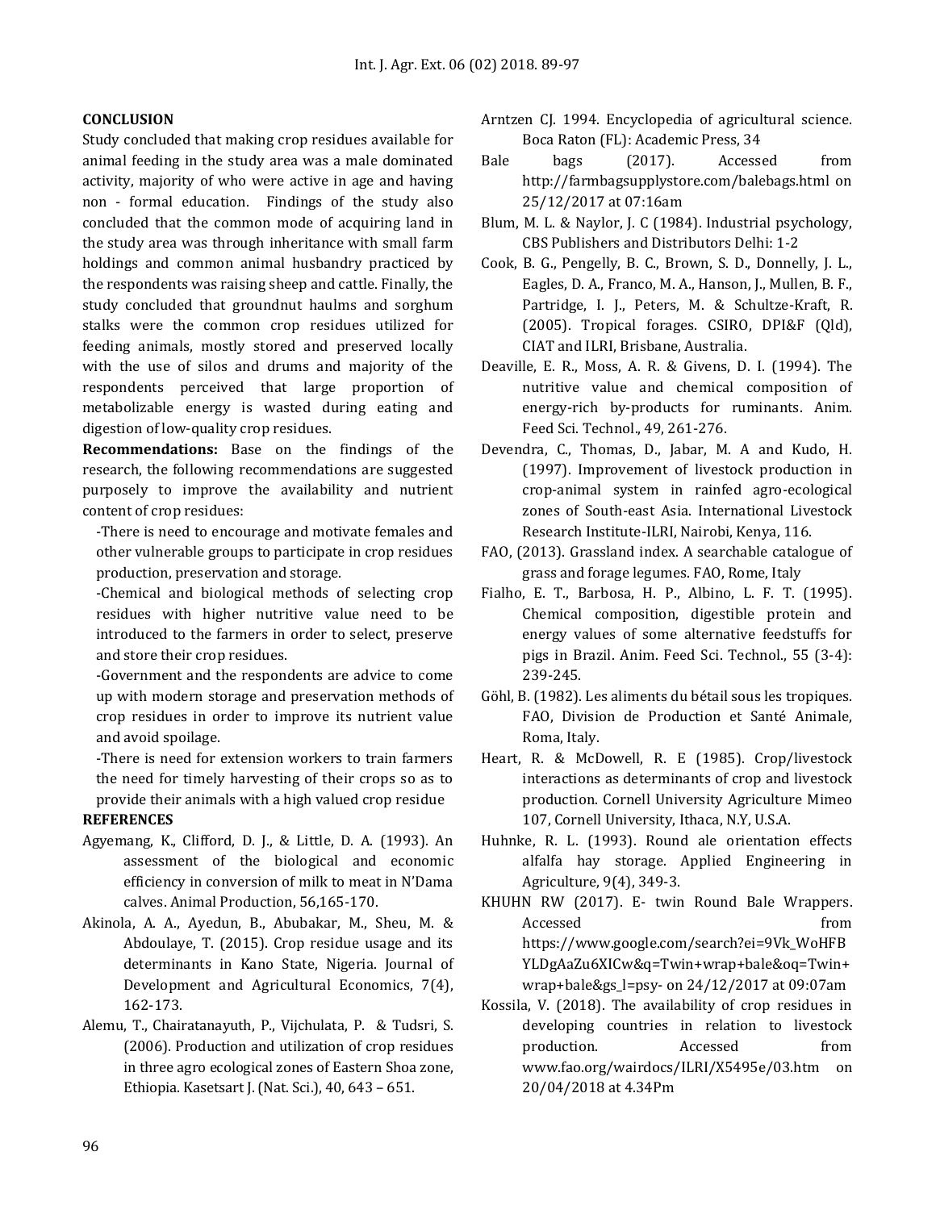## CONCLUSION

Study concluded that making crop residues available for animal feeding in the study area was a male dominated activity, majority of who were active in age and having non - formal education. Findings of the study also concluded that the common mode of acquiring land in the study area was through inheritance with small farm holdings and common animal husbandry practiced by the respondents was raising sheep and cattle. Finally, the study concluded that groundnut haulms and sorghum stalks were the common crop residues utilized for feeding animals, mostly stored and preserved locally with the use of silos and drums and majority of the respondents perceived that large proportion of metabolizable energy is wasted during eating and digestion of low-quality crop residues.

**Recommendations:** Base on the findings of the research, the following recommendations are suggested purposely to improve the availability and nutrient content of crop residues:

- There is need to encourage and motivate females and other vulnerable groups to participate in crop residues production, preservation and storage.
- Chemical and biological methods of selecting crop residues with higher nutritive value need to be introduced to the farmers in order to select, preserve and store their crop residues.
- Government and the respondents are advice to come up with modern storage and preservation methods of crop residues in order to improve its nutrient value and avoid spoilage.
- There is need for extension workers to train farmers the need for timely harvesting of their crops so as to provide their animals with a high valued crop residue

## REFERENCES

Agyemang, K., Clifford, D. J., & Little, D. A. (1993). An assessment of the biological and economic efficiency in conversion of milk to meat in N'Dama calves. Animal Production, 56,165-170.

Akinola, A. A., Ayedun, B., Abubakar, M., Sheu, M. & Abdoulaye, T. (2015). Crop residue usage and its determinants in Kano State, Nigeria. Journal of Development and Agricultural Economics, 7(4), 162-173.

Alemu, T., Chairatanayuth, P., Vijchulata, P. & Tudsri, S. (2006). Production and utilization of crop residues in three agro ecological zones of Eastern Shoa zone, Ethiopia. Kasetsart J. (Nat. Sci.), 40, 643 – 651.

Arntzen CJ. 1994. Encyclopedia of agricultural science. Boca Raton (FL): Academic Press, 34

Bale bags (2017). Accessed from http://farmbagsupplystore.com/balebags.html on 25/12/2017 at 07:16am

Blum, M. L. & Naylor, J. C (1984). Industrial psychology, CBS Publishers and Distributors Delhi: 1-2

Cook, B. G., Pengelly, B. C., Brown, S. D., Donnelly, J. L., Eagles, D. A., Franco, M. A., Hanson, J., Mullen, B. F., Partridge, I. J., Peters, M. & Schultze-Kraft, R. (2005). Tropical forages. CSIRO, DPI&F (Qld), CIAT and ILRI, Brisbane, Australia.

Deaville, E. R., Moss, A. R. & Givens, D. I. (1994). The nutritive value and chemical composition of energy-rich by-products for ruminants. Anim. Feed Sci. Technol., 49, 261-276.

Devendra, C., Thomas, D., Jabar, M. A and Kudo, H. (1997). Improvement of livestock production in crop-animal system in rainfed agro-ecological zones of South-east Asia. International Livestock Research Institute-ILRI, Nairobi, Kenya, 116.

FAO, (2013). Grassland index. A searchable catalogue of grass and forage legumes. FAO, Rome, Italy

Fialho, E. T., Barbosa, H. P., Albino, L. F. T. (1995). Chemical composition, digestible protein and energy values of some alternative feedstuffs for pigs in Brazil. Anim. Feed Sci. Technol., 55 (3-4): 239-245.

Göhl, B. (1982). Les aliments du bétail sous les tropiques. FAO, Division de Production et Santé Animale, Roma, Italy.

Heart, R. & McDowell, R. E (1985). Crop/livestock interactions as determinants of crop and livestock production. Cornell University Agriculture Mimeo 107, Cornell University, Ithaca, N.Y, U.S.A.

Huhnke, R. L. (1993). Round ale orientation effects alfalfa hay storage. Applied Engineering in Agriculture, 9(4), 349-3.

KHUHN RW (2017). E- twin Round Bale Wrappers. Accessed from https://www.google.com/search?ei=9Vk_WoHFBYLDgAaZu6XICw&q=Twin+wrap+bale&oq=Twin+wrap+bale&gs_l=psy- on 24/12/2017 at 09:07am

Kossila, V. (2018). The availability of crop residues in developing countries in relation to livestock production. Accessed from www.fao.org/wairdocs/ILRI/X5495e/03.htm on 20/04/2018 at 4.34Pm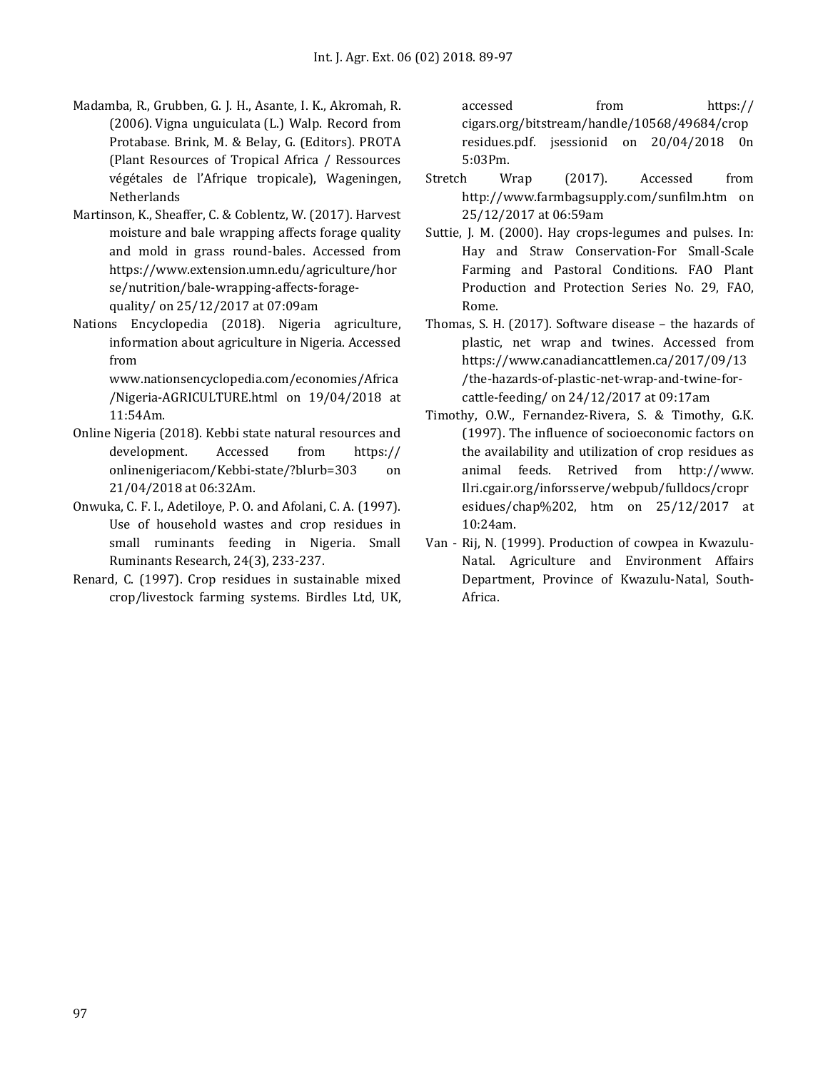Madamba, R., Grubben, G. J. H., Asante, I. K., Akromah, R. (2006). Vigna unguiculata (L.) Walp. Record from Protabase. Brink, M. & Belay, G. (Editors). PROTA (Plant Resources of Tropical Africa / Ressources végétales de l'Afrique tropicale), Wageningen, Netherlands

Martinson, K., Sheaffer, C. & Coblentz, W. (2017). Harvest moisture and bale wrapping affects forage quality and mold in grass round-bales. Accessed from https://www.extension.umn.edu/agriculture/horse/nutrition/bale-wrapping-affects-forage-quality/ on 25/12/2017 at 07:09am

Nations Encyclopedia (2018). Nigeria agriculture, information about agriculture in Nigeria. Accessed from www.nationsencyclopedia.com/economies/Africa/Nigeria-AGRICULTURE.html on 19/04/2018 at 11:54Am.

Online Nigeria (2018). Kebbi state natural resources and development. Accessed from https:// onlinenigeriacom/Kebbi-state/?blurb=303 on 21/04/2018 at 06:32Am.

Onwuka, C. F. I., Adetiloye, P. O. and Afolani, C. A. (1997). Use of household wastes and crop residues in small ruminants feeding in Nigeria. Small Ruminants Research, 24(3), 233-237.

Renard, C. (1997). Crop residues in sustainable mixed crop/livestock farming systems. Birdles Ltd, UK, accessed from https:// cigars.org/bitstream/handle/10568/49684/crop residues.pdf. jsessionid on 20/04/2018 0n 5:03Pm.

Stretch Wrap (2017). Accessed from http://www.farmbagsupply.com/sunfilm.htm on 25/12/2017 at 06:59am

Suttie, J. M. (2000). Hay crops-legumes and pulses. In: Hay and Straw Conservation-For Small-Scale Farming and Pastoral Conditions. FAO Plant Production and Protection Series No. 29, FAO, Rome.

Thomas, S. H. (2017). Software disease – the hazards of plastic, net wrap and twines. Accessed from https://www.canadiancattlemen.ca/2017/09/13/the-hazards-of-plastic-net-wrap-and-twine-for-cattle-feeding/ on 24/12/2017 at 09:17am

Timothy, O.W., Fernandez-Rivera, S. & Timothy, G.K. (1997). The influence of socioeconomic factors on the availability and utilization of crop residues as animal feeds. Retrived from http://www. Ilri.cgair.org/inforsserve/webpub/fulldocs/cropresidues/chap%202, htm on 25/12/2017 at 10:24am.

Van - Rij, N. (1999). Production of cowpea in Kwazulu-Natal. Agriculture and Environment Affairs Department, Province of Kwazulu-Natal, South-Africa.